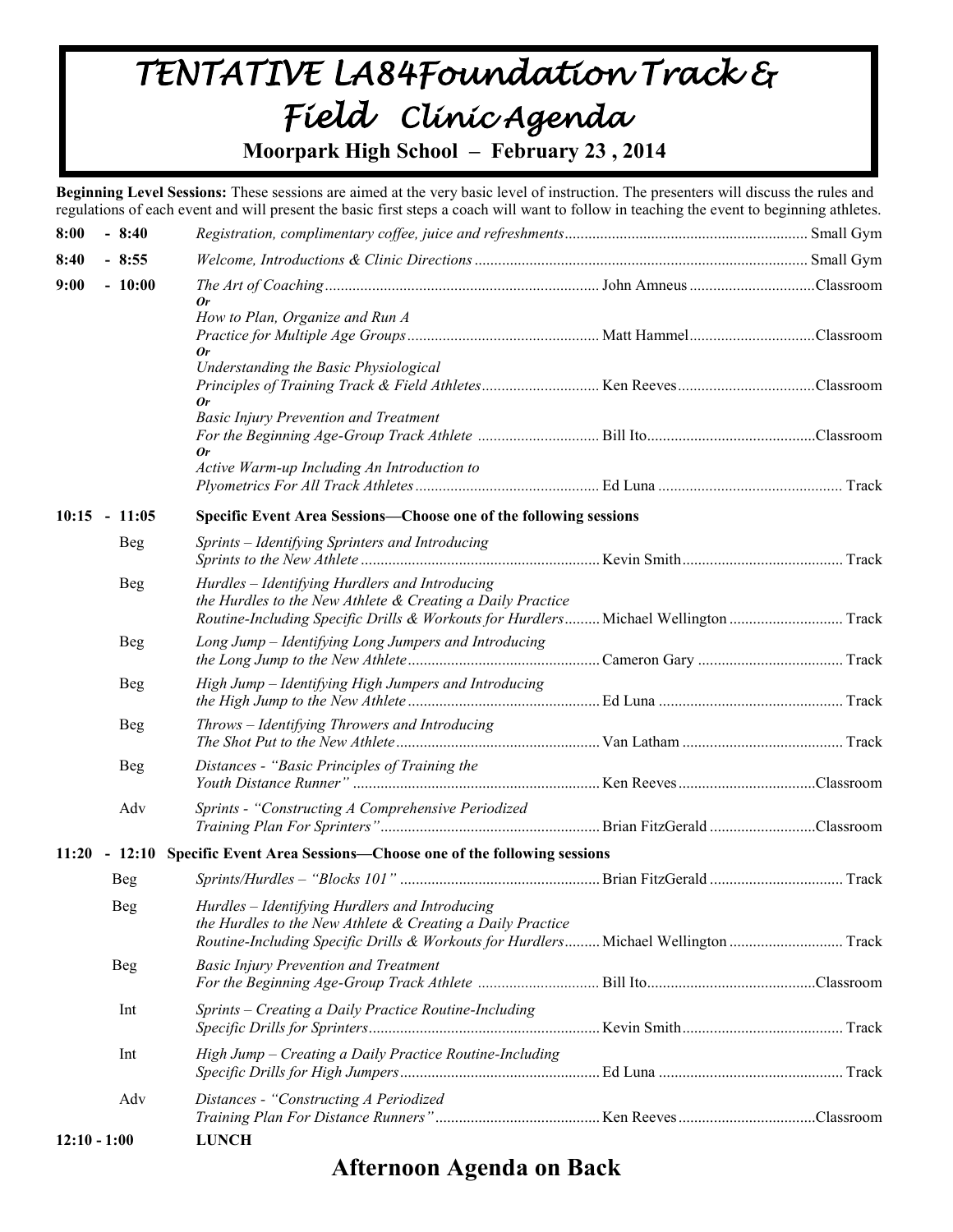# *TENTATIVE LA84Foundation Track & Field Clinic Agenda*

**Moorpark High School – February 23 , 2014**

**Beginning Level Sessions:** These sessions are aimed at the very basic level of instruction. The presenters will discuss the rules and regulations of each event and will present the basic first steps a coach will want to follow in teaching the event to beginning athletes.

**8:00 - 8:40** *Registration, complimentary coffee, juice and refreshments* ........ Small Gym

**8:40 - 8:55** *Welcome, Introductions & Clinic Directions* ........ Small Gym

**9:00 - 10:00**

- *The Art of Coaching* ........ John Amneus ........ Classroom
  ***Or***
- *How to Plan, Organize and Run A Practice for Multiple Age Groups* ........ Matt Hammel ........ Classroom
  ***Or***
- *Understanding the Basic Physiological Principles of Training Track & Field Athletes* ........ Ken Reeves ........ Classroom
  ***Or***
- *Basic Injury Prevention and Treatment For the Beginning Age-Group Track Athlete* ........ Bill Ito ........ Classroom
  ***Or***
- *Active Warm-up Including An Introduction to Plyometrics For All Track Athletes* ........ Ed Luna ........ Track

**10:15 - 11:05 Specific Event Area Sessions—Choose one of the following sessions**

| Level | Session | Presenter | Location |
|---|---|---|---|
| Beg | *Sprints – Identifying Sprinters and Introducing Sprints to the New Athlete* | Kevin Smith | Track |
| Beg | *Hurdles – Identifying Hurdlers and Introducing the Hurdles to the New Athlete & Creating a Daily Practice Routine-Including Specific Drills & Workouts for Hurdlers* | Michael Wellington | Track |
| Beg | *Long Jump – Identifying Long Jumpers and Introducing the Long Jump to the New Athlete* | Cameron Gary | Track |
| Beg | *High Jump – Identifying High Jumpers and Introducing the High Jump to the New Athlete* | Ed Luna | Track |
| Beg | *Throws – Identifying Throwers and Introducing The Shot Put to the New Athlete* | Van Latham | Track |
| Beg | *Distances - "Basic Principles of Training the Youth Distance Runner"* | Ken Reeves | Classroom |
| Adv | *Sprints - "Constructing A Comprehensive Periodized Training Plan For Sprinters"* | Brian FitzGerald | Classroom |

**11:20 - 12:10 Specific Event Area Sessions—Choose one of the following sessions**

| Level | Session | Presenter | Location |
|---|---|---|---|
| Beg | *Sprints/Hurdles – "Blocks 101"* | Brian FitzGerald | Track |
| Beg | *Hurdles – Identifying Hurdlers and Introducing the Hurdles to the New Athlete & Creating a Daily Practice Routine-Including Specific Drills & Workouts for Hurdlers* | Michael Wellington | Track |
| Beg | *Basic Injury Prevention and Treatment For the Beginning Age-Group Track Athlete* | Bill Ito | Classroom |
| Int | *Sprints – Creating a Daily Practice Routine-Including Specific Drills for Sprinters* | Kevin Smith | Track |
| Int | *High Jump – Creating a Daily Practice Routine-Including Specific Drills for High Jumpers* | Ed Luna | Track |
| Adv | *Distances - "Constructing A Periodized Training Plan For Distance Runners"* | Ken Reeves | Classroom |

**12:10 - 1:00 LUNCH**

## Afternoon Agenda on Back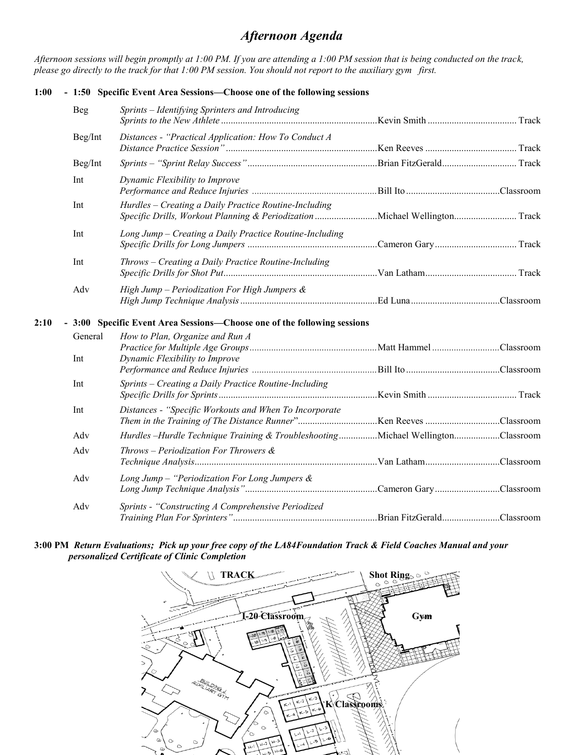# *Afternoon Agenda*

*Afternoon sessions will begin promptly at 1:00 PM. If you are attending a 1:00 PM session that is being conducted on the track, please go directly to the track for that 1:00 PM session. You should not report to the auxiliary gym first.*

**1:00 - 1:50 Specific Event Area Sessions—Choose one of the following sessions**

| Level | Session | Presenter | Location |
|---|---|---|---|
| Beg | *Sprints – Identifying Sprinters and Introducing Sprints to the New Athlete* | Kevin Smith | Track |
| Beg/Int | *Distances - "Practical Application: How To Conduct A Distance Practice Session"* | Ken Reeves | Track |
| Beg/Int | *Sprints – "Sprint Relay Success"* | Brian FitzGerald | Track |
| Int | *Dynamic Flexibility to Improve Performance and Reduce Injuries* | Bill Ito | Classroom |
| Int | *Hurdles – Creating a Daily Practice Routine-Including Specific Drills, Workout Planning & Periodization* | Michael Wellington | Track |
| Int | *Long Jump – Creating a Daily Practice Routine-Including Specific Drills for Long Jumpers* | Cameron Gary | Track |
| Int | *Throws – Creating a Daily Practice Routine-Including Specific Drills for Shot Put* | Van Latham | Track |
| Adv | *High Jump – Periodization For High Jumpers & High Jump Technique Analysis* | Ed Luna | Classroom |

**2:10 - 3:00 Specific Event Area Sessions—Choose one of the following sessions**

| Level | Session | Presenter | Location |
|---|---|---|---|
| General | *How to Plan, Organize and Run A Practice for Multiple Age Groups* | Matt Hammel | Classroom |
| Int | *Dynamic Flexibility to Improve Performance and Reduce Injuries* | Bill Ito | Classroom |
| Int | *Sprints – Creating a Daily Practice Routine-Including Specific Drills for Sprints* | Kevin Smith | Track |
| Int | *Distances - "Specific Workouts and When To Incorporate Them in the Training of The Distance Runner"* | Ken Reeves | Classroom |
| Adv | *Hurdles –Hurdle Technique Training & Troubleshooting* | Michael Wellington | Classroom |
| Adv | *Throws – Periodization For Throwers & Technique Analysis* | Van Latham | Classroom |
| Adv | *Long Jump – "Periodization For Long Jumpers & Long Jump Technique Analysis"* | Cameron Gary | Classroom |
| Adv | *Sprints - "Constructing A Comprehensive Periodized Training Plan For Sprinters"* | Brian FitzGerald | Classroom |

**3:00 PM *Return Evaluations; Pick up your free copy of the LA84Foundation Track & Field Coaches Manual and your personalized Certificate of Clinic Completion***

**TRACK** **Shot Ring** **I-20 Classroom** **Gym** **Building J Auxiliary Gym** **K Classrooms**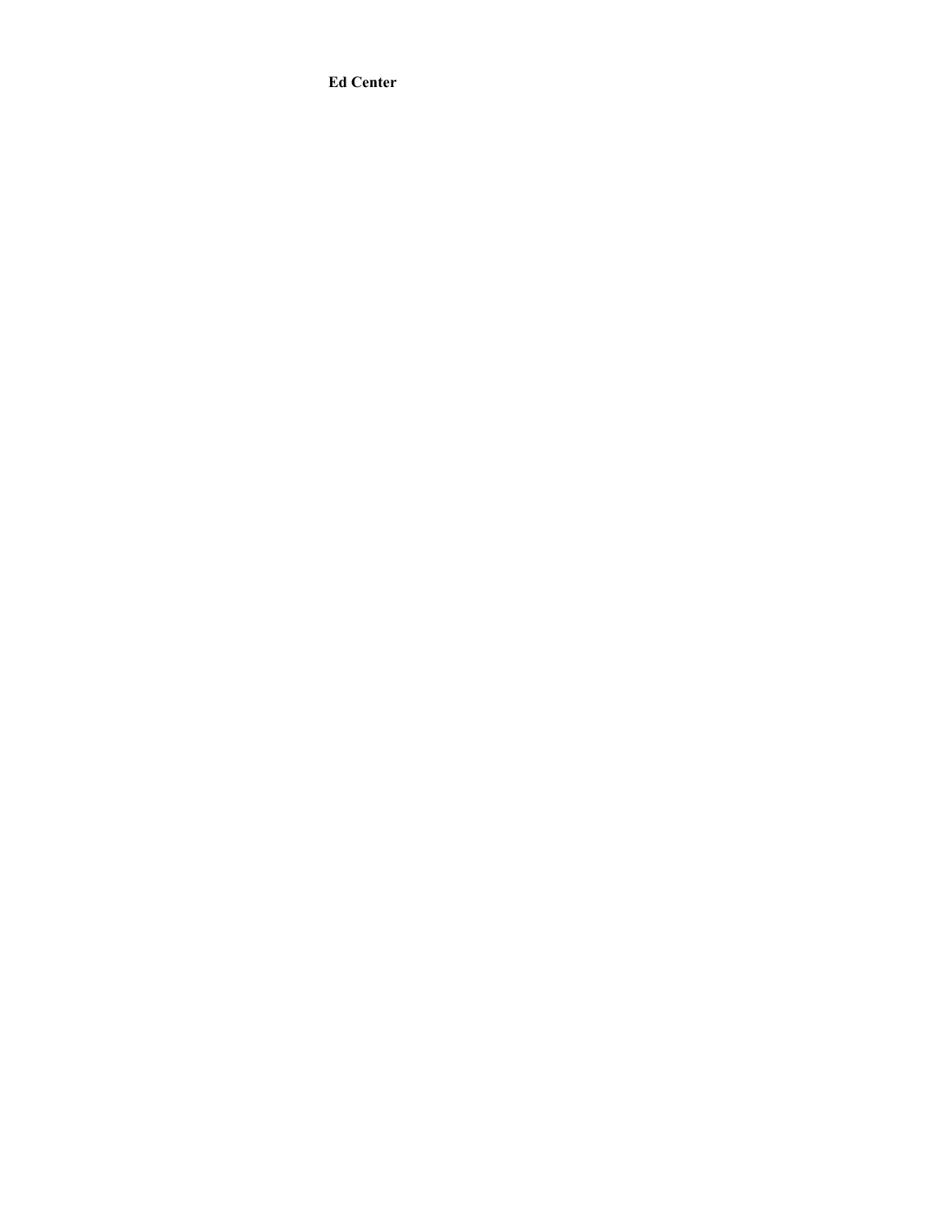**Ed Center**